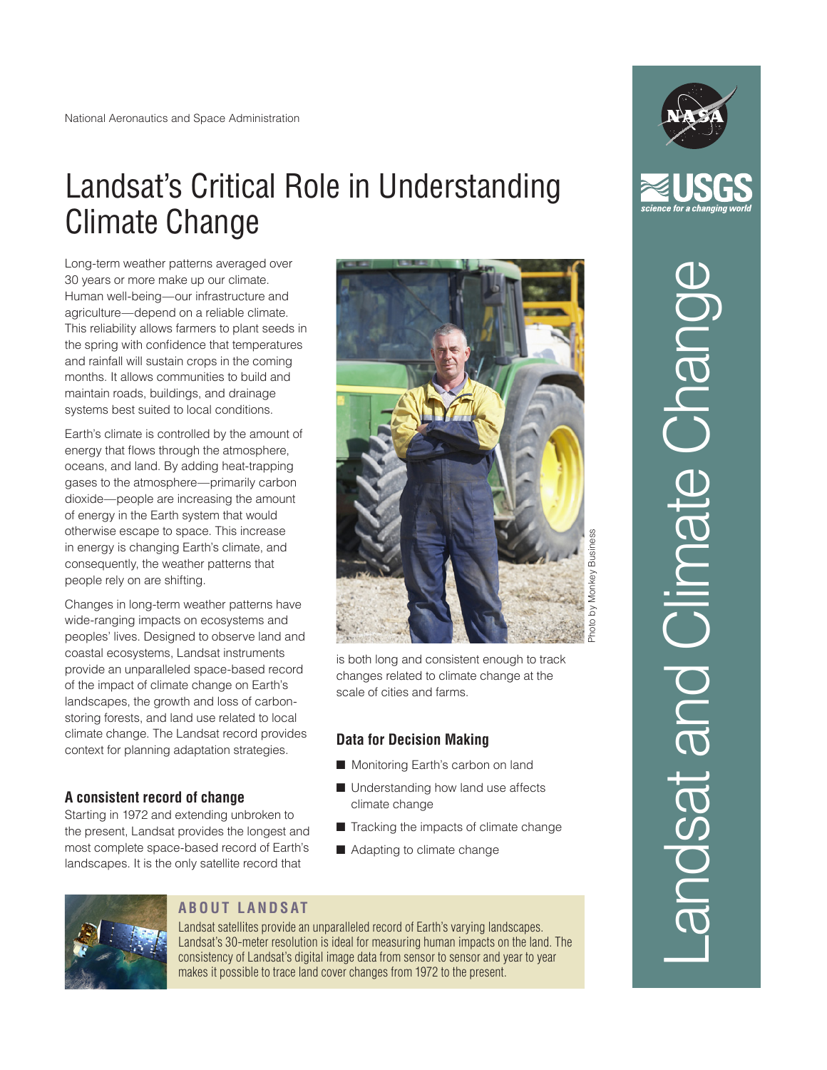National Aeronautics and Space Administration

# Landsat's Critical Role in Understanding Climate Change

Long-term weather patterns averaged over 30 years or more make up our climate. Human well-being—our infrastructure and agriculture—depend on a reliable climate. This reliability allows farmers to plant seeds in the spring with confidence that temperatures and rainfall will sustain crops in the coming months. It allows communities to build and maintain roads, buildings, and drainage systems best suited to local conditions.

Earth's climate is controlled by the amount of energy that flows through the atmosphere, oceans, and land. By adding heat-trapping gases to the atmosphere—primarily carbon dioxide—people are increasing the amount of energy in the Earth system that would otherwise escape to space. This increase in energy is changing Earth's climate, and consequently, the weather patterns that people rely on are shifting.

Changes in long-term weather patterns have wide-ranging impacts on ecosystems and peoples' lives. Designed to observe land and coastal ecosystems, Landsat instruments provide an unparalleled space-based record of the impact of climate change on Earth's landscapes, the growth and loss of carbon-storing forests, and land use related to local climate change. The Landsat record provides context for planning adaptation strategies.

### A consistent record of change

Starting in 1972 and extending unbroken to the present, Landsat provides the longest and most complete space-based record of Earth's landscapes. It is the only satellite record that is both long and consistent enough to track changes related to climate change at the scale of cities and farms.

Photo by Monkey Business

### Data for Decision Making

- Monitoring Earth's carbon on land
- Understanding how land use affects climate change
- Tracking the impacts of climate change
- Adapting to climate change

### ABOUT LANDSAT

Landsat satellites provide an unparalleled record of Earth's varying landscapes. Landsat's 30-meter resolution is ideal for measuring human impacts on the land. The consistency of Landsat's digital image data from sensor to sensor and year to year makes it possible to trace land cover changes from 1972 to the present.

USGS science for a changing world

Landsat and Climate Change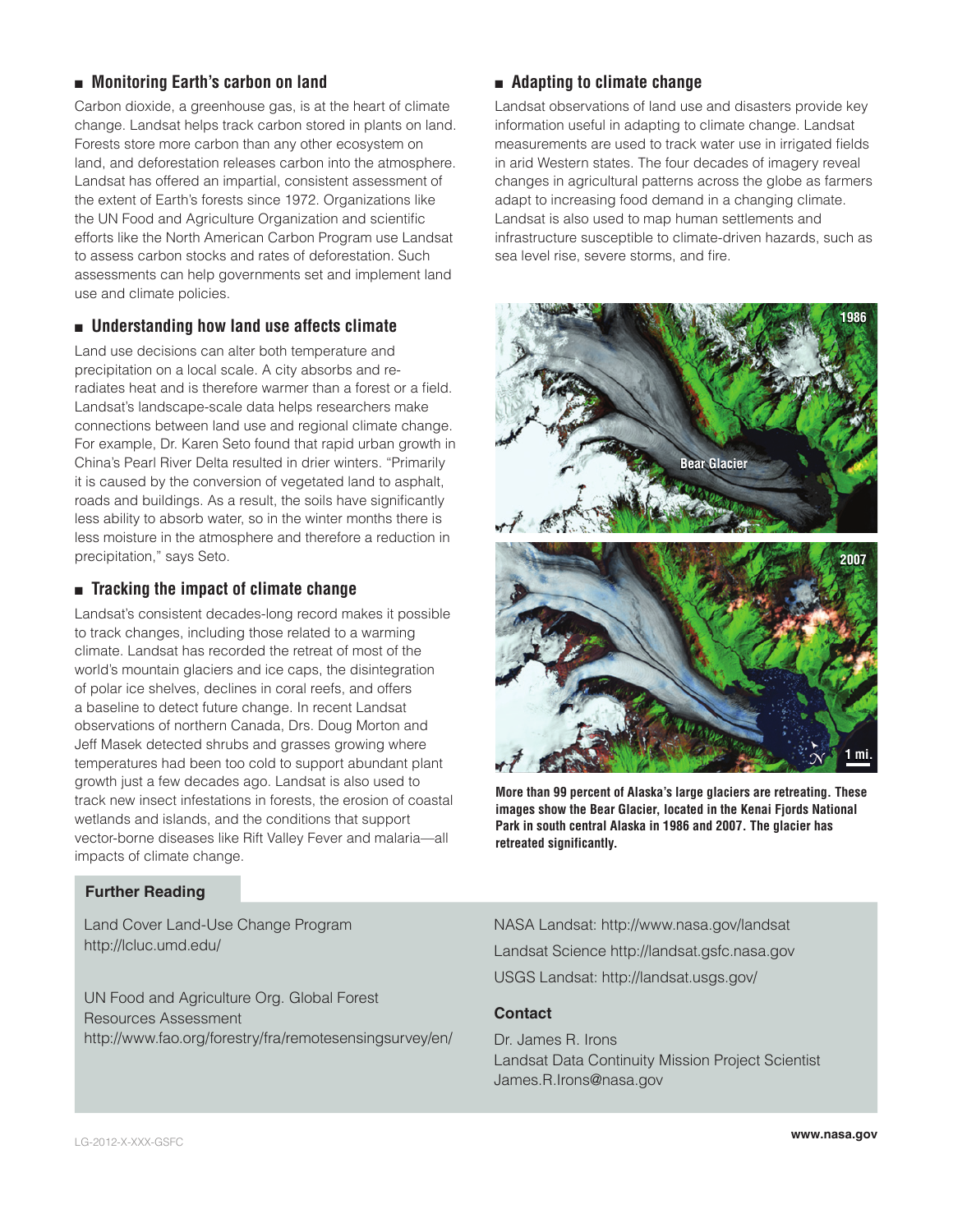## Monitoring Earth's carbon on land

Carbon dioxide, a greenhouse gas, is at the heart of climate change. Landsat helps track carbon stored in plants on land. Forests store more carbon than any other ecosystem on land, and deforestation releases carbon into the atmosphere. Landsat has offered an impartial, consistent assessment of the extent of Earth's forests since 1972. Organizations like the UN Food and Agriculture Organization and scientific efforts like the North American Carbon Program use Landsat to assess carbon stocks and rates of deforestation. Such assessments can help governments set and implement land use and climate policies.

## Understanding how land use affects climate

Land use decisions can alter both temperature and precipitation on a local scale. A city absorbs and re-radiates heat and is therefore warmer than a forest or a field. Landsat's landscape-scale data helps researchers make connections between land use and regional climate change. For example, Dr. Karen Seto found that rapid urban growth in China's Pearl River Delta resulted in drier winters. "Primarily it is caused by the conversion of vegetated land to asphalt, roads and buildings. As a result, the soils have significantly less ability to absorb water, so in the winter months there is less moisture in the atmosphere and therefore a reduction in precipitation," says Seto.

## Tracking the impact of climate change

Landsat's consistent decades-long record makes it possible to track changes, including those related to a warming climate. Landsat has recorded the retreat of most of the world's mountain glaciers and ice caps, the disintegration of polar ice shelves, declines in coral reefs, and offers a baseline to detect future change. In recent Landsat observations of northern Canada, Drs. Doug Morton and Jeff Masek detected shrubs and grasses growing where temperatures had been too cold to support abundant plant growth just a few decades ago. Landsat is also used to track new insect infestations in forests, the erosion of coastal wetlands and islands, and the conditions that support vector-borne diseases like Rift Valley Fever and malaria—all impacts of climate change.

## Adapting to climate change

Landsat observations of land use and disasters provide key information useful in adapting to climate change. Landsat measurements are used to track water use in irrigated fields in arid Western states. The four decades of imagery reveal changes in agricultural patterns across the globe as farmers adapt to increasing food demand in a changing climate. Landsat is also used to map human settlements and infrastructure susceptible to climate-driven hazards, such as sea level rise, severe storms, and fire.

1986

Bear Glacier

2007

1 mi.

**More than 99 percent of Alaska's large glaciers are retreating. These images show the Bear Glacier, located in the Kenai Fjords National Park in south central Alaska in 1986 and 2007. The glacier has retreated significantly.**

### Further Reading

Land Cover Land-Use Change Program
http://lcluc.umd.edu/

UN Food and Agriculture Org. Global Forest Resources Assessment
http://www.fao.org/forestry/fra/remotesensingsurvey/en/

NASA Landsat: http://www.nasa.gov/landsat

Landsat Science http://landsat.gsfc.nasa.gov

USGS Landsat: http://landsat.usgs.gov/

### Contact

Dr. James R. Irons
Landsat Data Continuity Mission Project Scientist
James.R.Irons@nasa.gov

LG-2012-X-XXX-GSFC

www.nasa.gov